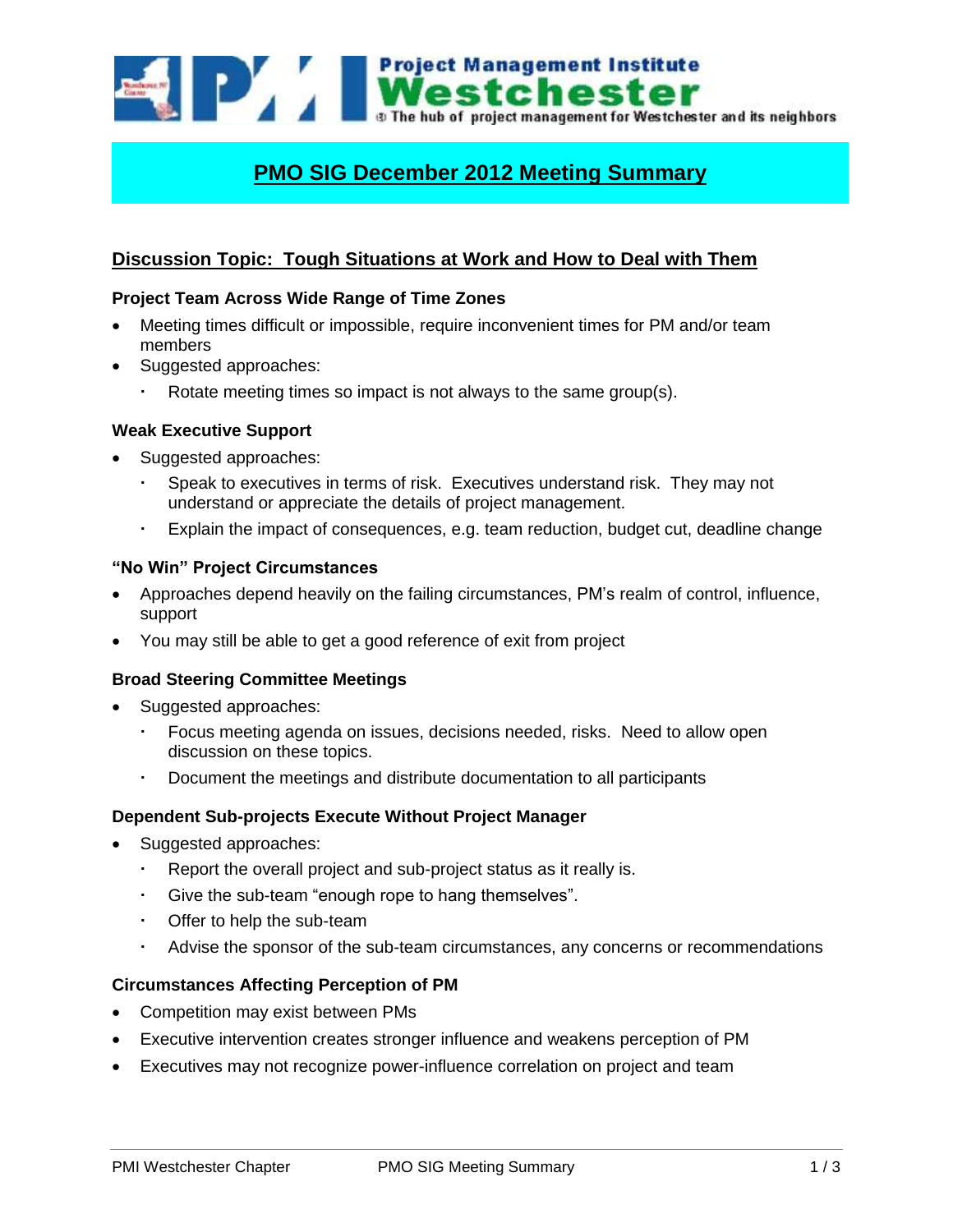Project Management Institute Westchester — The hub of project management for Westchester and its neighbors

# PMO SIG December 2012 Meeting Summary

## Discussion Topic: Tough Situations at Work and How to Deal with Them

### Project Team Across Wide Range of Time Zones

- Meeting times difficult or impossible, require inconvenient times for PM and/or team members
- Suggested approaches:
  - Rotate meeting times so impact is not always to the same group(s).

### Weak Executive Support

- Suggested approaches:
  - Speak to executives in terms of risk. Executives understand risk. They may not understand or appreciate the details of project management.
  - Explain the impact of consequences, e.g. team reduction, budget cut, deadline change

### "No Win" Project Circumstances

- Approaches depend heavily on the failing circumstances, PM's realm of control, influence, support
- You may still be able to get a good reference of exit from project

### Broad Steering Committee Meetings

- Suggested approaches:
  - Focus meeting agenda on issues, decisions needed, risks. Need to allow open discussion on these topics.
  - Document the meetings and distribute documentation to all participants

### Dependent Sub-projects Execute Without Project Manager

- Suggested approaches:
  - Report the overall project and sub-project status as it really is.
  - Give the sub-team "enough rope to hang themselves".
  - Offer to help the sub-team
  - Advise the sponsor of the sub-team circumstances, any concerns or recommendations

### Circumstances Affecting Perception of PM

- Competition may exist between PMs
- Executive intervention creates stronger influence and weakens perception of PM
- Executives may not recognize power-influence correlation on project and team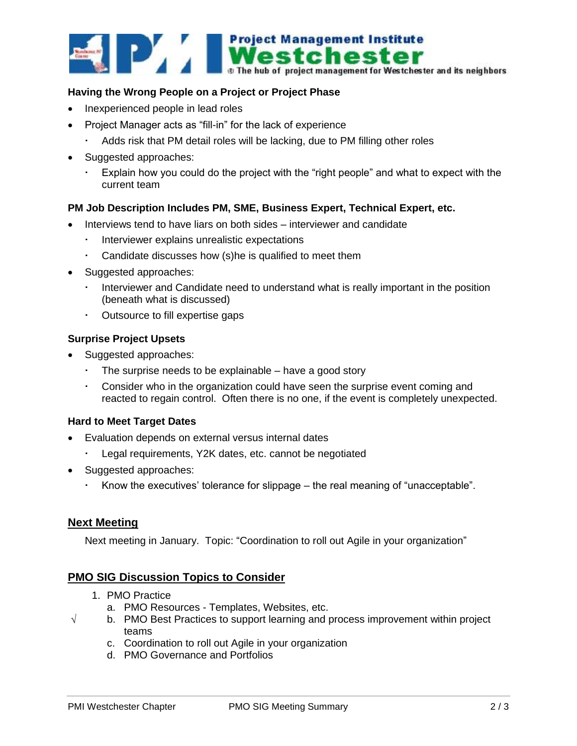**Having the Wrong People on a Project or Project Phase**

- Inexperienced people in lead roles
- Project Manager acts as "fill-in" for the lack of experience
  - Adds risk that PM detail roles will be lacking, due to PM filling other roles
- Suggested approaches:
  - Explain how you could do the project with the "right people" and what to expect with the current team

**PM Job Description Includes PM, SME, Business Expert, Technical Expert, etc.**

- Interviews tend to have liars on both sides – interviewer and candidate
  - Interviewer explains unrealistic expectations
  - Candidate discusses how (s)he is qualified to meet them
- Suggested approaches:
  - Interviewer and Candidate need to understand what is really important in the position (beneath what is discussed)
  - Outsource to fill expertise gaps

**Surprise Project Upsets**

- Suggested approaches:
  - The surprise needs to be explainable – have a good story
  - Consider who in the organization could have seen the surprise event coming and reacted to regain control. Often there is no one, if the event is completely unexpected.

**Hard to Meet Target Dates**

- Evaluation depends on external versus internal dates
  - Legal requirements, Y2K dates, etc. cannot be negotiated
- Suggested approaches:
  - Know the executives' tolerance for slippage – the real meaning of "unacceptable".

## Next Meeting

Next meeting in January. Topic: "Coordination to roll out Agile in your organization"

## PMO SIG Discussion Topics to Consider

1. PMO Practice
   a. PMO Resources - Templates, Websites, etc.
   b. √ PMO Best Practices to support learning and process improvement within project teams
   c. Coordination to roll out Agile in your organization
   d. PMO Governance and Portfolios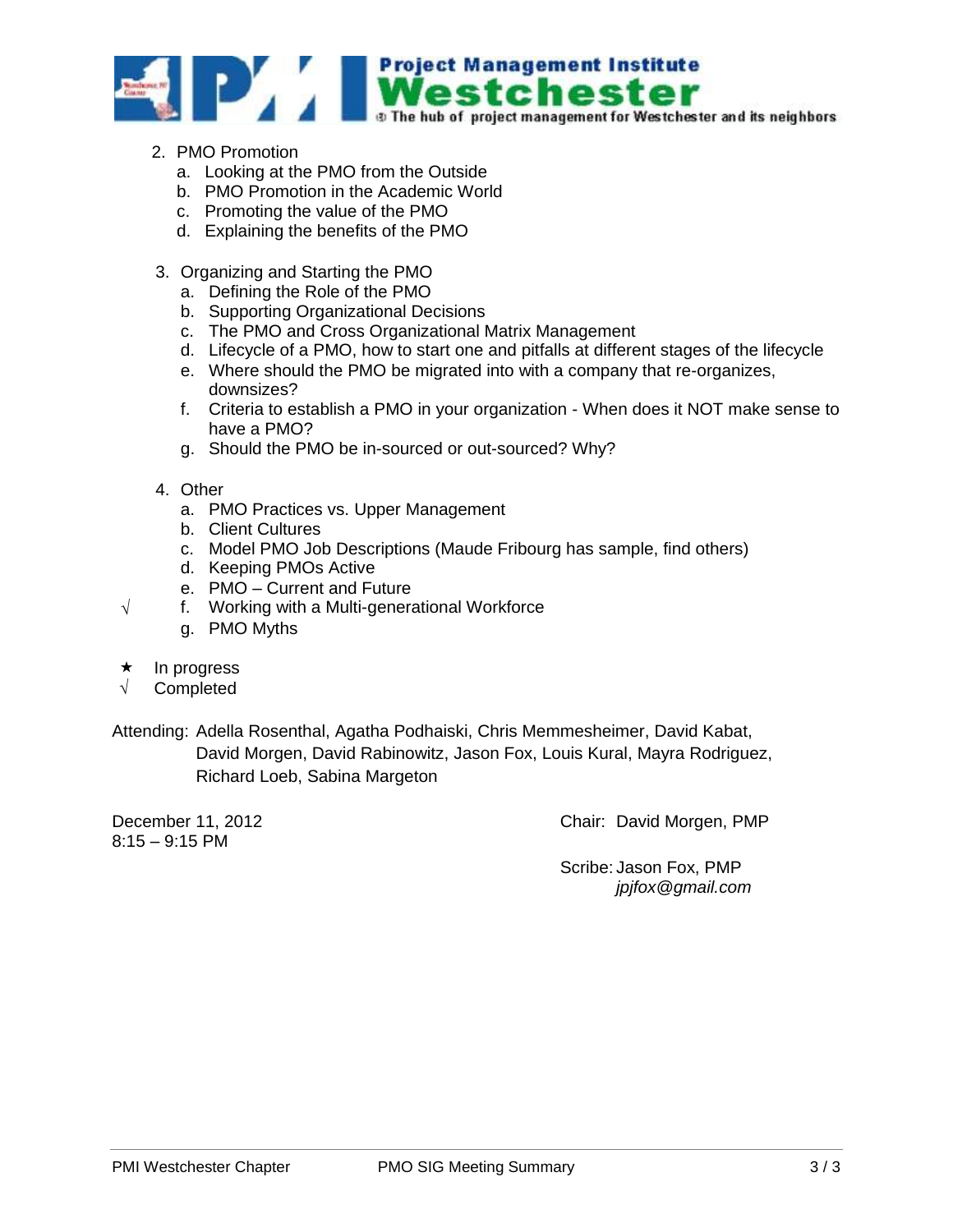2. PMO Promotion
   a. Looking at the PMO from the Outside
   b. PMO Promotion in the Academic World
   c. Promoting the value of the PMO
   d. Explaining the benefits of the PMO

3. Organizing and Starting the PMO
   a. Defining the Role of the PMO
   b. Supporting Organizational Decisions
   c. The PMO and Cross Organizational Matrix Management
   d. Lifecycle of a PMO, how to start one and pitfalls at different stages of the lifecycle
   e. Where should the PMO be migrated into with a company that re-organizes, downsizes?
   f. Criteria to establish a PMO in your organization - When does it NOT make sense to have a PMO?
   g. Should the PMO be in-sourced or out-sourced? Why?

4. Other
   a. PMO Practices vs. Upper Management
   b. Client Cultures
   c. Model PMO Job Descriptions (Maude Fribourg has sample, find others)
   d. Keeping PMOs Active
   e. PMO – Current and Future
   f. √ Working with a Multi-generational Workforce
   g. PMO Myths

★ In progress
√ Completed

Attending: Adella Rosenthal, Agatha Podhaiski, Chris Memmesheimer, David Kabat, David Morgen, David Rabinowitz, Jason Fox, Louis Kural, Mayra Rodriguez, Richard Loeb, Sabina Margeton

December 11, 2012
8:15 – 9:15 PM

Chair: David Morgen, PMP

Scribe: Jason Fox, PMP
*jpjfox@gmail.com*